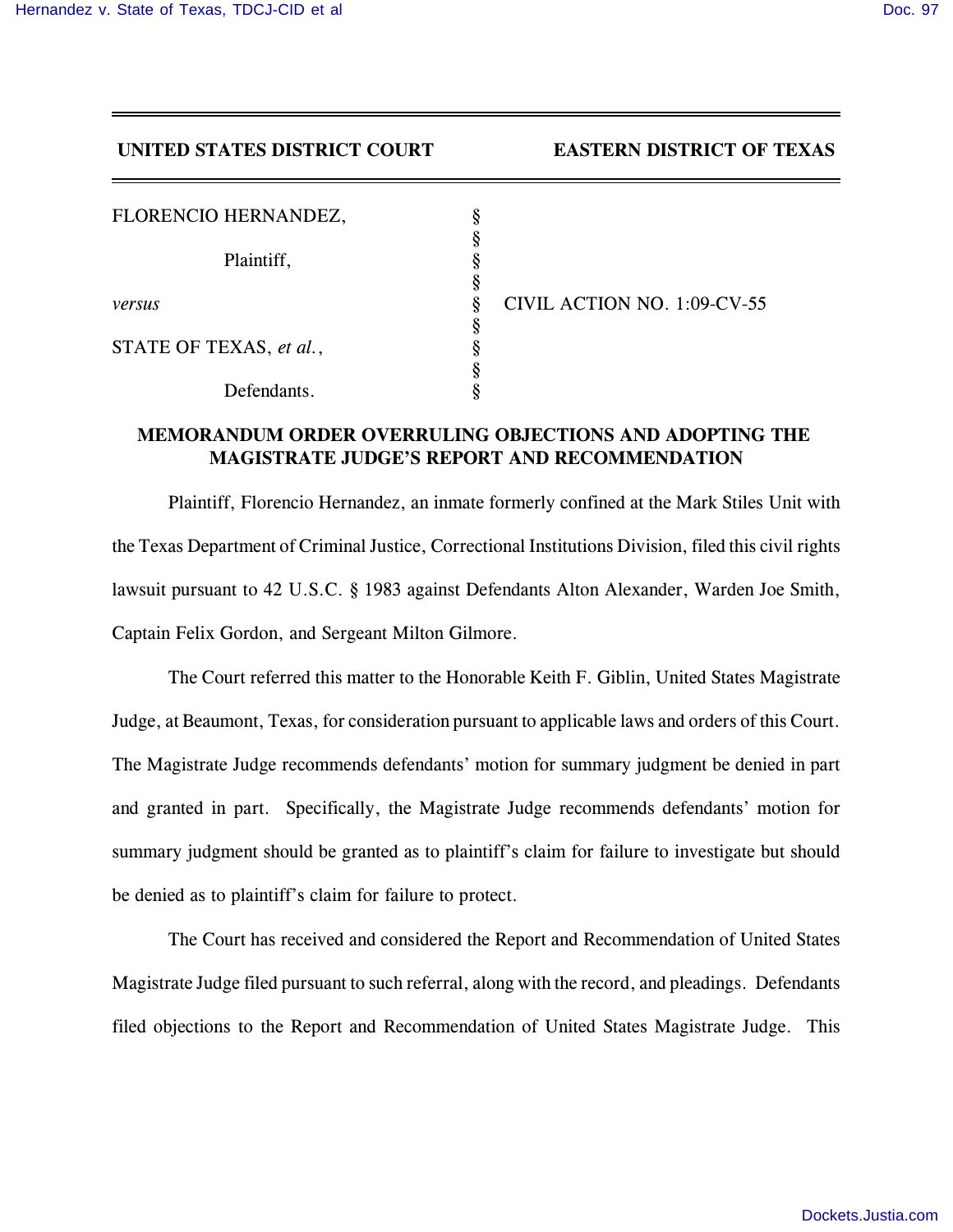**UNITED STATES DISTRICT COURT EASTERN DISTRICT OF TEXAS**

| | | |
|---|---|---|
| FLORENCIO HERNANDEZ, | § | |
| | § | |
| Plaintiff, | § | |
| | § | |
| *versus* | § | CIVIL ACTION NO. 1:09-CV-55 |
| | § | |
| STATE OF TEXAS, *et al.*, | § | |
| | § | |
| Defendants. | § | |

**MEMORANDUM ORDER OVERRULING OBJECTIONS AND ADOPTING THE MAGISTRATE JUDGE'S REPORT AND RECOMMENDATION**

Plaintiff, Florencio Hernandez, an inmate formerly confined at the Mark Stiles Unit with the Texas Department of Criminal Justice, Correctional Institutions Division, filed this civil rights lawsuit pursuant to 42 U.S.C. § 1983 against Defendants Alton Alexander, Warden Joe Smith, Captain Felix Gordon, and Sergeant Milton Gilmore.

The Court referred this matter to the Honorable Keith F. Giblin, United States Magistrate Judge, at Beaumont, Texas, for consideration pursuant to applicable laws and orders of this Court. The Magistrate Judge recommends defendants' motion for summary judgment be denied in part and granted in part. Specifically, the Magistrate Judge recommends defendants' motion for summary judgment should be granted as to plaintiff's claim for failure to investigate but should be denied as to plaintiff's claim for failure to protect.

The Court has received and considered the Report and Recommendation of United States Magistrate Judge filed pursuant to such referral, along with the record, and pleadings. Defendants filed objections to the Report and Recommendation of United States Magistrate Judge. This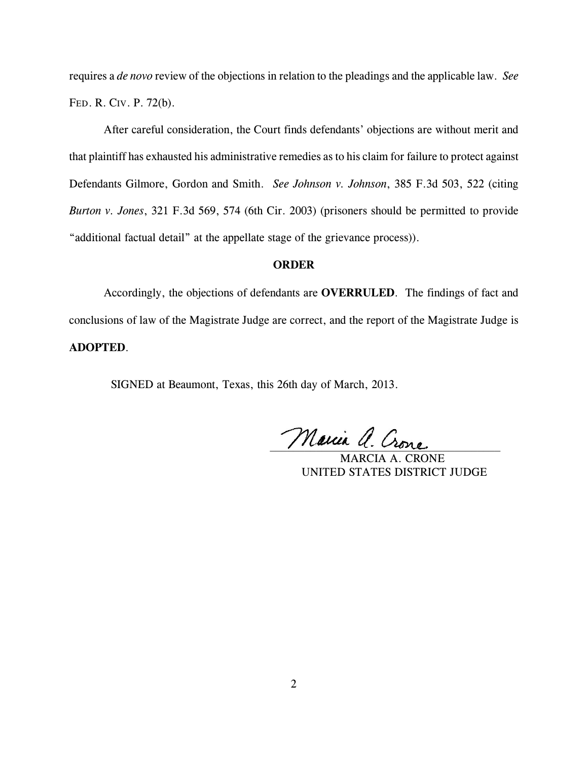requires a *de novo* review of the objections in relation to the pleadings and the applicable law. *See* FED. R. CIV. P. 72(b).

After careful consideration, the Court finds defendants' objections are without merit and that plaintiff has exhausted his administrative remedies as to his claim for failure to protect against Defendants Gilmore, Gordon and Smith. *See Johnson v. Johnson*, 385 F.3d 503, 522 (citing *Burton v. Jones*, 321 F.3d 569, 574 (6th Cir. 2003) (prisoners should be permitted to provide "additional factual detail" at the appellate stage of the grievance process)).

**ORDER**

Accordingly, the objections of defendants are **OVERRULED**. The findings of fact and conclusions of law of the Magistrate Judge are correct, and the report of the Magistrate Judge is **ADOPTED**.

SIGNED at Beaumont, Texas, this 26th day of March, 2013.

Marcia A. Crone

MARCIA A. CRONE
UNITED STATES DISTRICT JUDGE